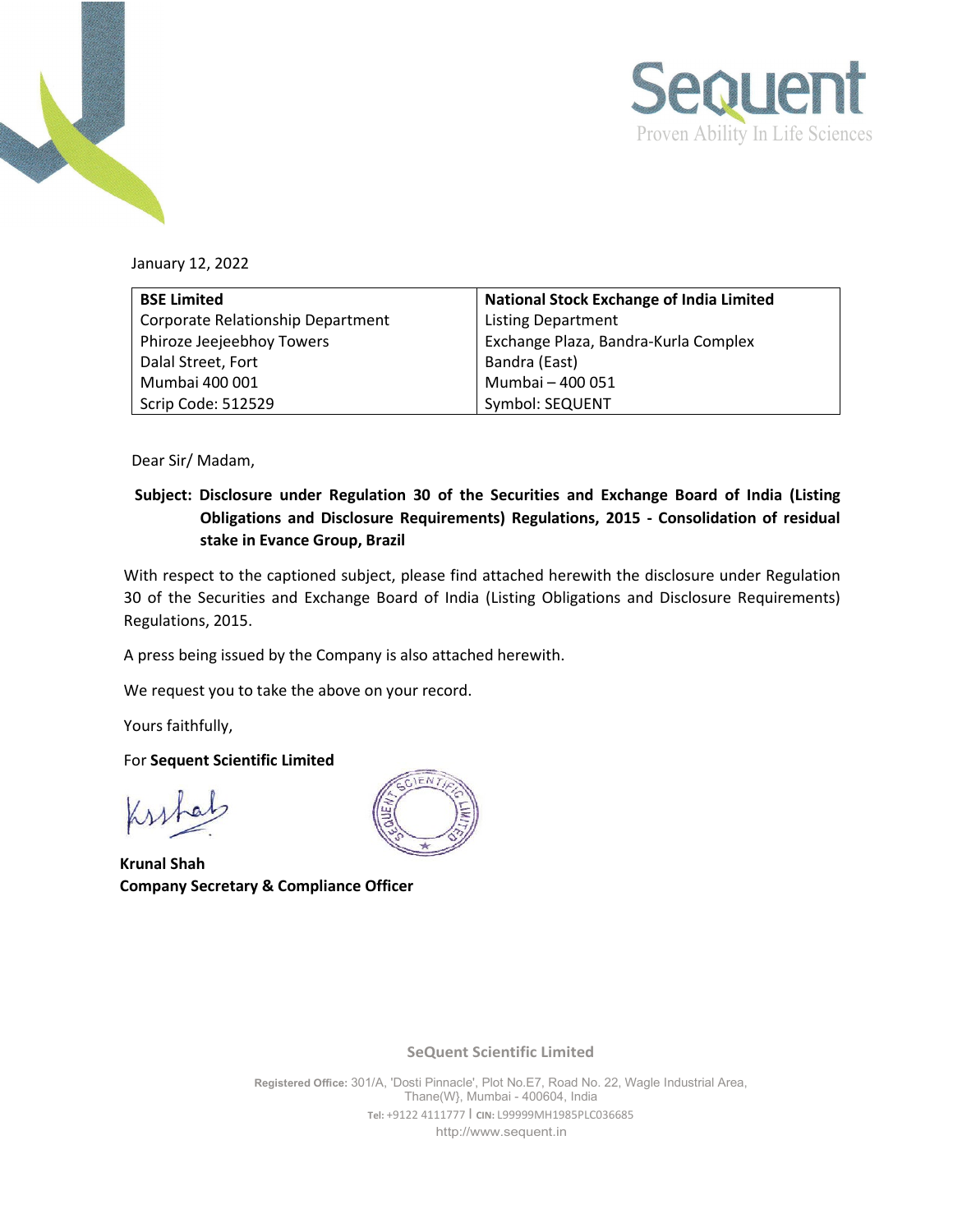January 12, 2022

| | |
|---|---|
| **BSE Limited** | **National Stock Exchange of India Limited** |
| Corporate Relationship Department | Listing Department |
| Phiroze Jeejeebhoy Towers | Exchange Plaza, Bandra-Kurla Complex |
| Dalal Street, Fort | Bandra (East) |
| Mumbai 400 001 | Mumbai – 400 051 |
| Scrip Code: 512529 | Symbol: SEQUENT |

Dear Sir/ Madam,

**Subject: Disclosure under Regulation 30 of the Securities and Exchange Board of India (Listing Obligations and Disclosure Requirements) Regulations, 2015 - Consolidation of residual stake in Evance Group, Brazil**

With respect to the captioned subject, please find attached herewith the disclosure under Regulation 30 of the Securities and Exchange Board of India (Listing Obligations and Disclosure Requirements) Regulations, 2015.

A press being issued by the Company is also attached herewith.

We request you to take the above on your record.

Yours faithfully,

For **Sequent Scientific Limited**

**Krunal Shah**
**Company Secretary & Compliance Officer**

**SeQuent Scientific Limited**

**Registered Office:** 301/A, 'Dosti Pinnacle', Plot No.E7, Road No. 22, Wagle Industrial Area, Thane(W}, Mumbai - 400604, India
**Tel:** +9122 4111777 | **CIN:** L99999MH1985PLC036685
http://www.sequent.in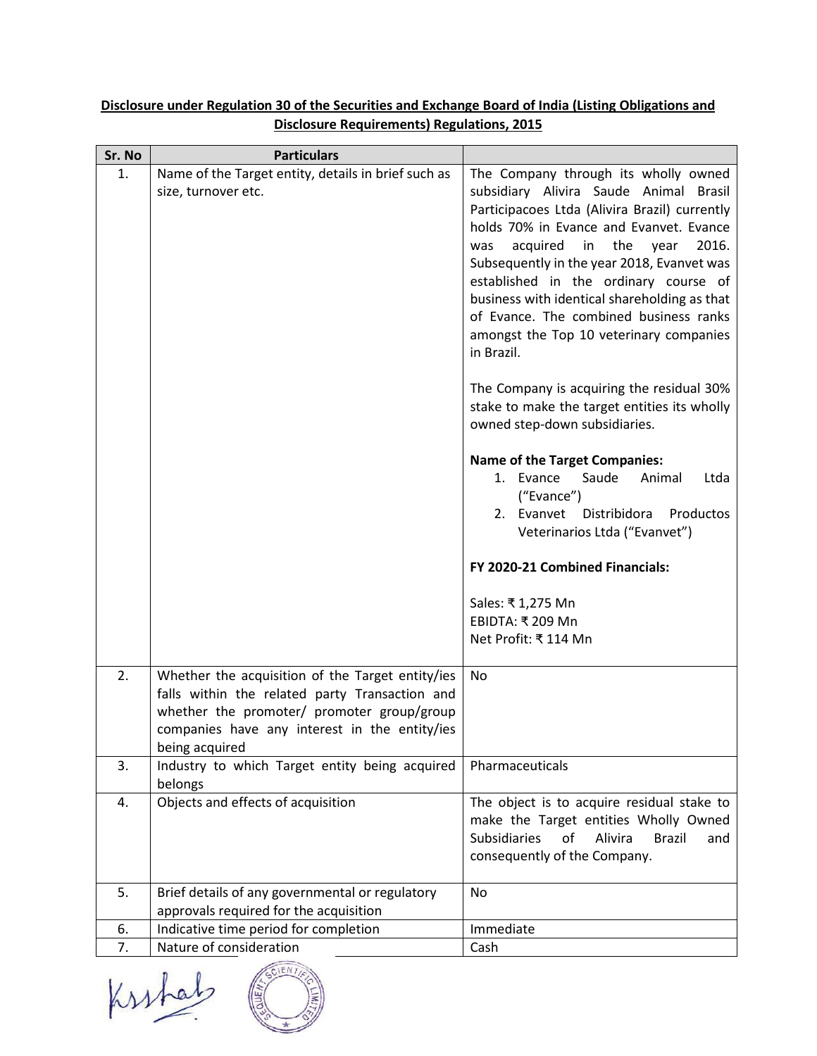**Disclosure under Regulation 30 of the Securities and Exchange Board of India (Listing Obligations and Disclosure Requirements) Regulations, 2015**

| Sr. No | Particulars | |
|---|---|---|
| 1. | Name of the Target entity, details in brief such as size, turnover etc. | The Company through its wholly owned subsidiary Alivira Saude Animal Brasil Participacoes Ltda (Alivira Brazil) currently holds 70% in Evance and Evanvet. Evance was acquired in the year 2016. Subsequently in the year 2018, Evanvet was established in the ordinary course of business with identical shareholding as that of Evance. The combined business ranks amongst the Top 10 veterinary companies in Brazil.<br><br>The Company is acquiring the residual 30% stake to make the target entities its wholly owned step-down subsidiaries.<br><br>**Name of the Target Companies:**<br>1. Evance Saude Animal Ltda ("Evance")<br>2. Evanvet Distribidora Productos Veterinarios Ltda ("Evanvet")<br><br>**FY 2020-21 Combined Financials:**<br><br>Sales: ₹ 1,275 Mn<br>EBIDTA: ₹ 209 Mn<br>Net Profit: ₹ 114 Mn |
| 2. | Whether the acquisition of the Target entity/ies falls within the related party Transaction and whether the promoter/ promoter group/group companies have any interest in the entity/ies being acquired | No |
| 3. | Industry to which Target entity being acquired belongs | Pharmaceuticals |
| 4. | Objects and effects of acquisition | The object is to acquire residual stake to make the Target entities Wholly Owned Subsidiaries of Alivira Brazil and consequently of the Company. |
| 5. | Brief details of any governmental or regulatory approvals required for the acquisition | No |
| 6. | Indicative time period for completion | Immediate |
| 7. | Nature of consideration | Cash |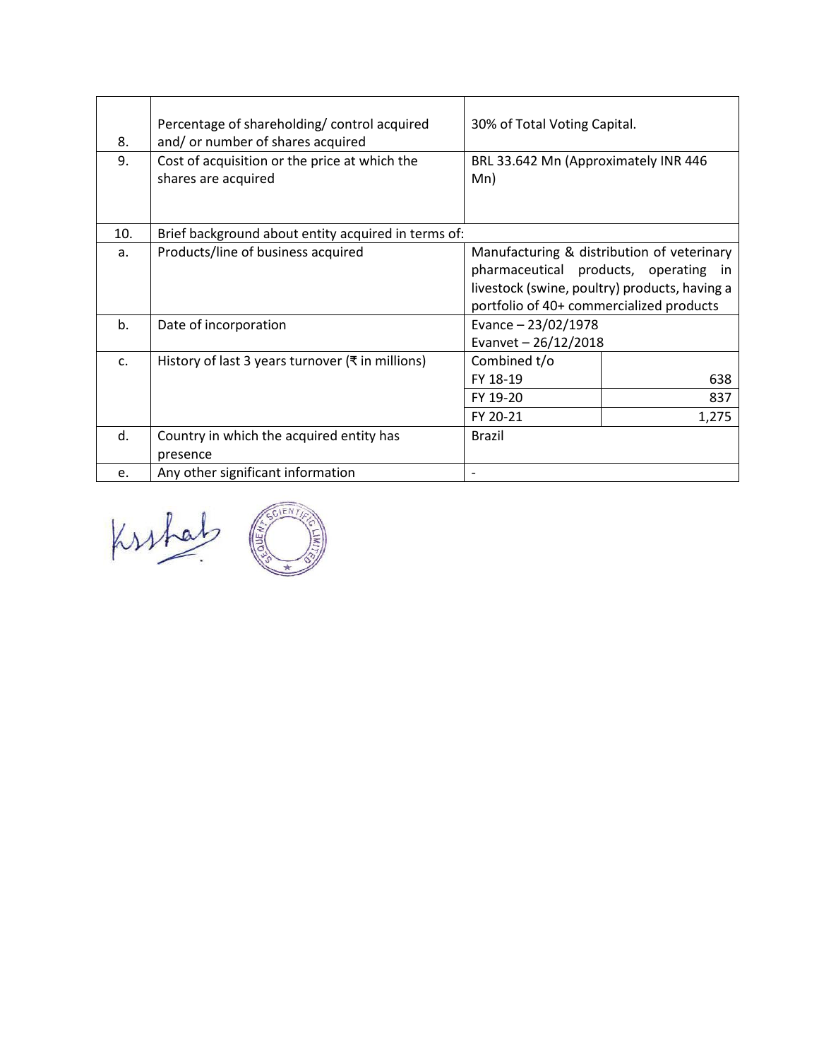| | | |
|---|---|---|
| 8. | Percentage of shareholding/ control acquired and/ or number of shares acquired | 30% of Total Voting Capital. |
| 9. | Cost of acquisition or the price at which the shares are acquired | BRL 33.642 Mn (Approximately INR 446 Mn) |
| 10. | Brief background about entity acquired in terms of: | |
| a. | Products/line of business acquired | Manufacturing & distribution of veterinary pharmaceutical products, operating in livestock (swine, poultry) products, having a portfolio of 40+ commercialized products |
| b. | Date of incorporation | Evance – 23/02/1978<br>Evanvet – 26/12/2018 |
| c. | History of last 3 years turnover (₹ in millions) | Combined t/o<br>FY 18-19: 638<br>FY 19-20: 837<br>FY 20-21: 1,275 |
| d. | Country in which the acquired entity has presence | Brazil |
| e. | Any other significant information | - |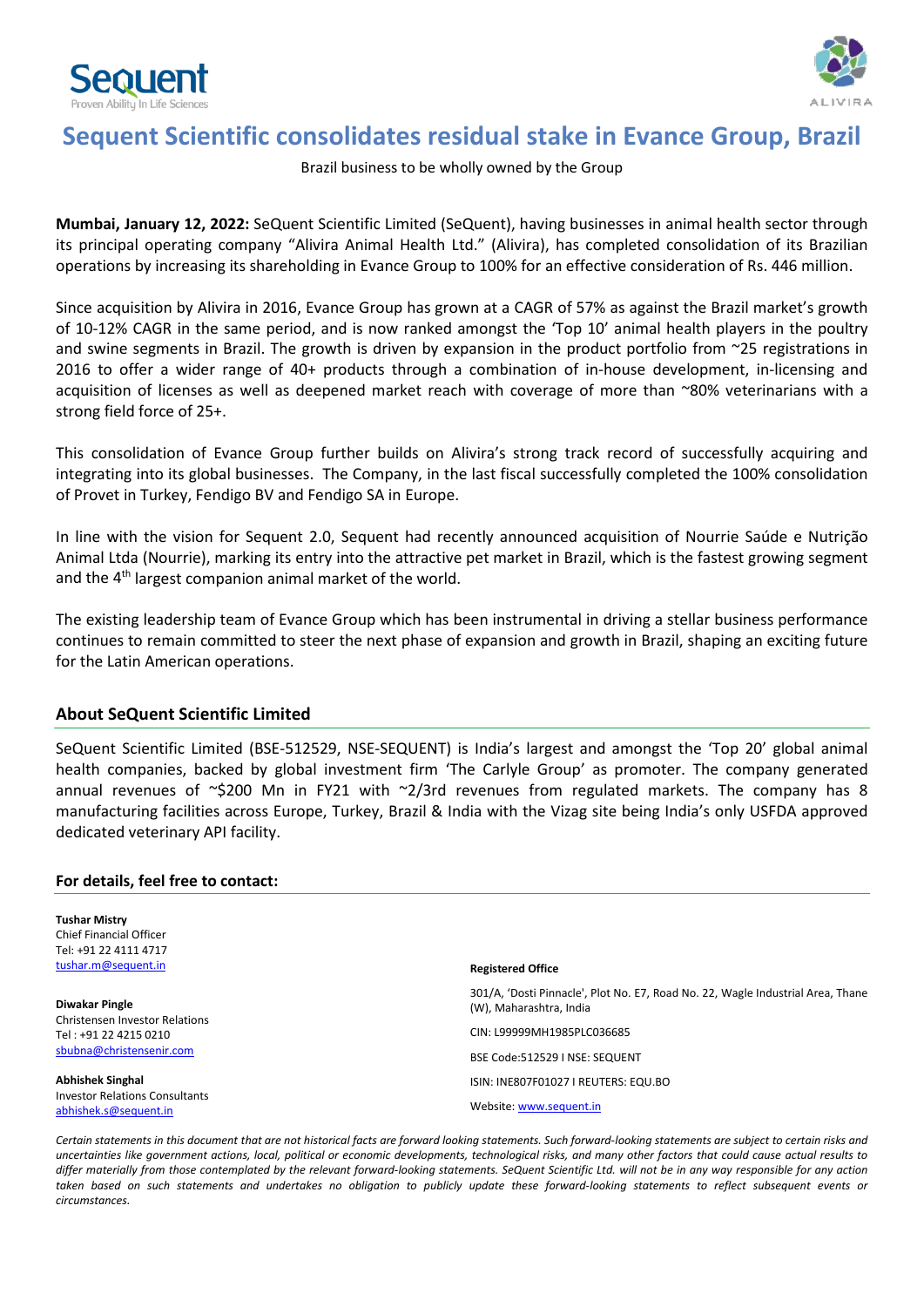# Sequent Scientific consolidates residual stake in Evance Group, Brazil

Brazil business to be wholly owned by the Group

**Mumbai, January 12, 2022:** SeQuent Scientific Limited (SeQuent), having businesses in animal health sector through its principal operating company "Alivira Animal Health Ltd." (Alivira), has completed consolidation of its Brazilian operations by increasing its shareholding in Evance Group to 100% for an effective consideration of Rs. 446 million.

Since acquisition by Alivira in 2016, Evance Group has grown at a CAGR of 57% as against the Brazil market's growth of 10-12% CAGR in the same period, and is now ranked amongst the 'Top 10' animal health players in the poultry and swine segments in Brazil. The growth is driven by expansion in the product portfolio from ~25 registrations in 2016 to offer a wider range of 40+ products through a combination of in-house development, in-licensing and acquisition of licenses as well as deepened market reach with coverage of more than ~80% veterinarians with a strong field force of 25+.

This consolidation of Evance Group further builds on Alivira's strong track record of successfully acquiring and integrating into its global businesses. The Company, in the last fiscal successfully completed the 100% consolidation of Provet in Turkey, Fendigo BV and Fendigo SA in Europe.

In line with the vision for Sequent 2.0, Sequent had recently announced acquisition of Nourrie Saúde e Nutrição Animal Ltda (Nourrie), marking its entry into the attractive pet market in Brazil, which is the fastest growing segment and the 4th largest companion animal market of the world.

The existing leadership team of Evance Group which has been instrumental in driving a stellar business performance continues to remain committed to steer the next phase of expansion and growth in Brazil, shaping an exciting future for the Latin American operations.

## About SeQuent Scientific Limited

SeQuent Scientific Limited (BSE-512529, NSE-SEQUENT) is India's largest and amongst the 'Top 20' global animal health companies, backed by global investment firm 'The Carlyle Group' as promoter. The company generated annual revenues of ~$200 Mn in FY21 with ~2/3rd revenues from regulated markets. The company has 8 manufacturing facilities across Europe, Turkey, Brazil & India with the Vizag site being India's only USFDA approved dedicated veterinary API facility.

## For details, feel free to contact:

**Tushar Mistry**
Chief Financial Officer
Tel: +91 22 4111 4717
tushar.m@sequent.in

**Diwakar Pingle**
Christensen Investor Relations
Tel : +91 22 4215 0210
sbubna@christensenir.com

**Abhishek Singhal**
Investor Relations Consultants
abhishek.s@sequent.in

**Registered Office**

301/A, 'Dosti Pinnacle', Plot No. E7, Road No. 22, Wagle Industrial Area, Thane (W), Maharashtra, India

CIN: L99999MH1985PLC036685

BSE Code:512529 I NSE: SEQUENT

ISIN: INE807F01027 I REUTERS: EQU.BO

Website: www.sequent.in

*Certain statements in this document that are not historical facts are forward looking statements. Such forward-looking statements are subject to certain risks and uncertainties like government actions, local, political or economic developments, technological risks, and many other factors that could cause actual results to differ materially from those contemplated by the relevant forward-looking statements. SeQuent Scientific Ltd. will not be in any way responsible for any action taken based on such statements and undertakes no obligation to publicly update these forward-looking statements to reflect subsequent events or circumstances.*